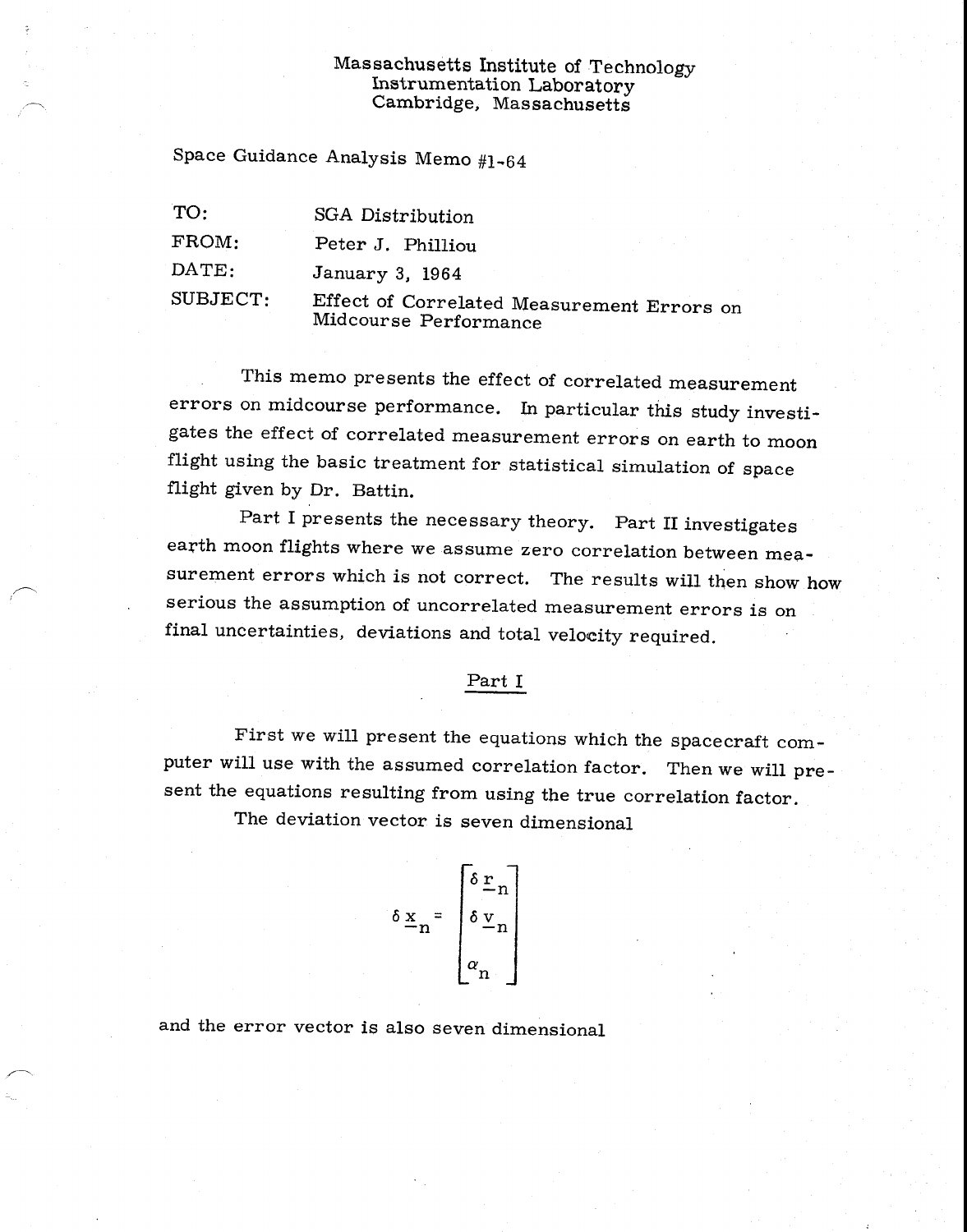Massachusetts Institute of Technology
Instrumentation Laboratory
Cambridge, Massachusetts

Space Guidance Analysis Memo #1-64

| | |
|---|---|
| TO: | SGA Distribution |
| FROM: | Peter J. Philliou |
| DATE: | January 3, 1964 |
| SUBJECT: | Effect of Correlated Measurement Errors on Midcourse Performance |

This memo presents the effect of correlated measurement errors on midcourse performance. In particular this study investigates the effect of correlated measurement errors on earth to moon flight using the basic treatment for statistical simulation of space flight given by Dr. Battin.

Part I presents the necessary theory. Part II investigates earth moon flights where we assume zero correlation between measurement errors which is not correct. The results will then show how serious the assumption of uncorrelated measurement errors is on final uncertainties, deviations and total velocity required.

## Part I

First we will present the equations which the spacecraft computer will use with the assumed correlation factor. Then we will present the equations resulting from using the true correlation factor.

The deviation vector is seven dimensional

$$\delta \underline{x}_n = \begin{bmatrix} \delta \underline{r}_n \\ \delta \underline{v}_n \\ \alpha_n \end{bmatrix}$$

and the error vector is also seven dimensional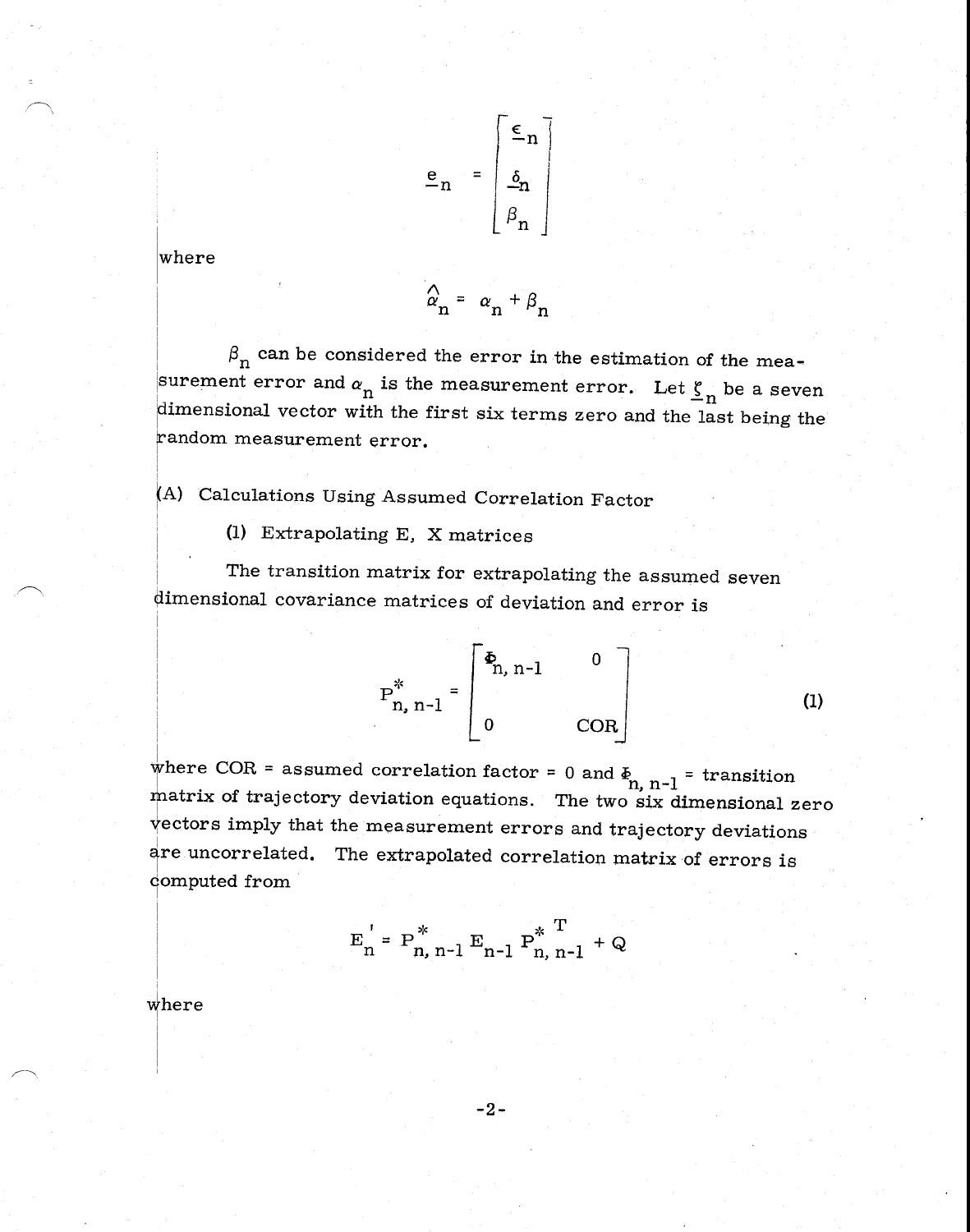$$
\underline{e}_n = \begin{bmatrix} \underline{\epsilon}_n \\ \underline{\delta}_n \\ \beta_n \end{bmatrix}
$$

where

$$
\hat{\alpha}_n = \alpha_n + \beta_n
$$

$\beta_n$ can be considered the error in the estimation of the measurement error and $\alpha_n$ is the measurement error. Let $\underline{\zeta}_n$ be a seven dimensional vector with the first six terms zero and the last being the random measurement error.

(A) Calculations Using Assumed Correlation Factor

(1) Extrapolating E, X matrices

The transition matrix for extrapolating the assumed seven dimensional covariance matrices of deviation and error is

$$
P^*_{n,n-1} = \begin{bmatrix} \Phi_{n,n-1} & 0 \\ 0 & \text{COR} \end{bmatrix} \tag{1}
$$

where COR = assumed correlation factor = 0 and $\Phi_{n,n-1}$ = transition matrix of trajectory deviation equations. The two six dimensional zero vectors imply that the measurement errors and trajectory deviations are uncorrelated. The extrapolated correlation matrix of errors is computed from

$$
E_n' = P^*_{n,n-1} E_{n-1} P^{*T}_{n,n-1} + Q
$$

where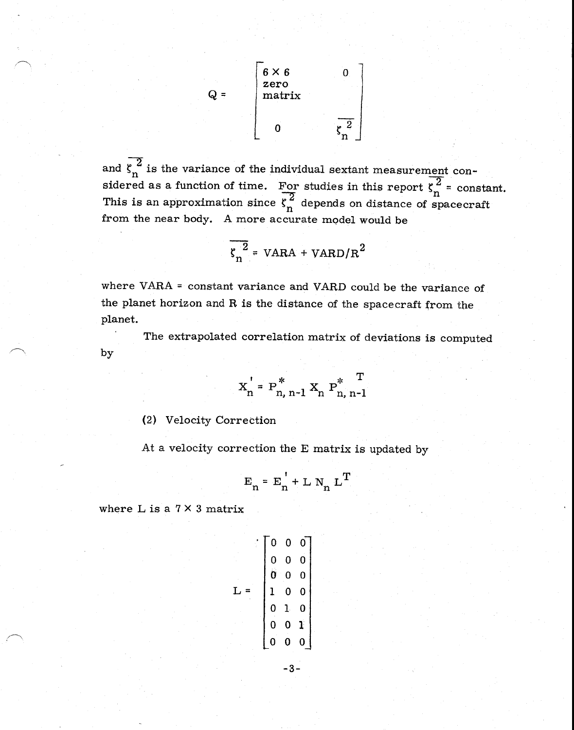$$Q = \begin{bmatrix} \begin{matrix} 6 \times 6 \\ \text{zero} \\ \text{matrix} \end{matrix} & 0 \\ 0 & \overline{\zeta_n^2} \end{bmatrix}$$

and $\overline{\zeta_n^2}$ is the variance of the individual sextant measurement considered as a function of time. For studies in this report $\overline{\zeta_n^2}$ = constant. This is an approximation since $\overline{\zeta_n^2}$ depends on distance of spacecraft from the near body. A more accurate model would be

$$\overline{\zeta_n^2} = \text{VARA} + \text{VARD}/R^2$$

where VARA = constant variance and VARD could be the variance of the planet horizon and R is the distance of the spacecraft from the planet.

The extrapolated correlation matrix of deviations is computed by

$$X_n' = P^*_{n,\, n-1} X_n P^{*\,T}_{n,\, n-1}$$

(2) Velocity Correction

At a velocity correction the E matrix is updated by

$$E_n = E_n' + L\, N_n\, L^T$$

where L is a $7 \times 3$ matrix

$$L = \begin{bmatrix} 0 & 0 & 0 \\ 0 & 0 & 0 \\ 0 & 0 & 0 \\ 1 & 0 & 0 \\ 0 & 1 & 0 \\ 0 & 0 & 1 \\ 0 & 0 & 0 \end{bmatrix}$$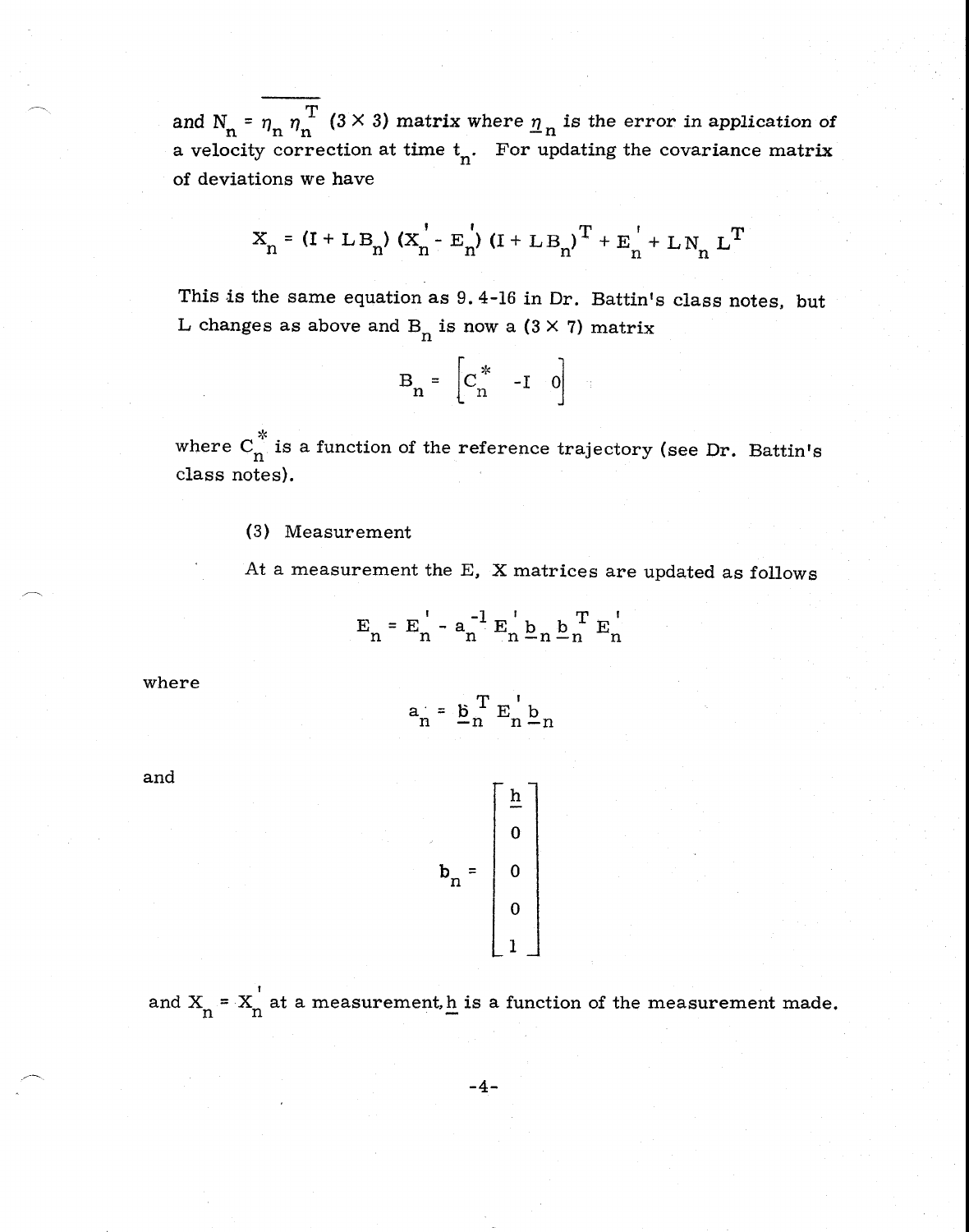and $N_n = \overline{\eta_n \eta_n^T}$ (3 × 3) matrix where $\underline{\eta}_n$ is the error in application of a velocity correction at time $t_n$. For updating the covariance matrix of deviations we have

$$X_n = (I + L B_n)(X_n' - E_n')(I + L B_n)^T + E_n' + L N_n L^T$$

This is the same equation as 9.4-16 in Dr. Battin's class notes, but L changes as above and $B_n$ is now a (3 × 7) matrix

$$B_n = \begin{bmatrix} C_n^* & -I & 0 \end{bmatrix}$$

where $C_n^*$ is a function of the reference trajectory (see Dr. Battin's class notes).

(3) Measurement

At a measurement the E, X matrices are updated as follows

$$E_n = E_n' - a_n^{-1} E_n' \underline{b}_n \underline{b}_n^T E_n'$$

where

$$a_n = \underline{b}_n^T E_n' \underline{b}_n$$

and

$$\underline{b}_n = \begin{bmatrix} \underline{h} \\ 0 \\ 0 \\ 0 \\ 1 \end{bmatrix}$$

and $X_n = X_n'$ at a measurement, $\underline{h}$ is a function of the measurement made.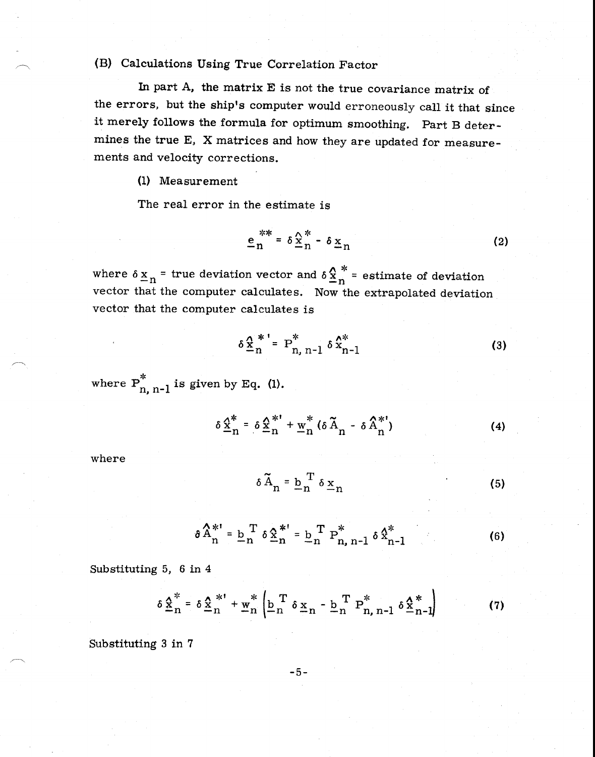(B) Calculations Using True Correlation Factor

In part A, the matrix E is not the true covariance matrix of the errors, but the ship's computer would erroneously call it that since it merely follows the formula for optimum smoothing. Part B determines the true E, X matrices and how they are updated for measurements and velocity corrections.

(1) Measurement

The real error in the estimate is

$$\underline{e}_n^{**} = \delta \hat{\underline{x}}_n^* - \delta \underline{x}_n \tag{2}$$

where $\delta \underline{x}_n$ = true deviation vector and $\delta \hat{\underline{x}}_n^*$ = estimate of deviation vector that the computer calculates. Now the extrapolated deviation vector that the computer calculates is

$$\delta \hat{\underline{x}}_n^{*'} = P_{n,\,n-1}^* \, \delta \hat{x}_{n-1}^* \tag{3}$$

where $P_{n,\,n-1}^*$ is given by Eq. (1).

$$\delta \hat{\underline{x}}_n^* = \delta \hat{\underline{x}}_n^{*'} + \underline{w}_n^* \left(\delta \tilde{A}_n - \delta \hat{A}_n^{*'}\right) \tag{4}$$

where

$$\delta \tilde{A}_n = \underline{b}_n^T \, \delta \underline{x}_n \tag{5}$$

$$\delta \hat{A}_n^{*'} = \underline{b}_n^T \, \delta \hat{\underline{x}}_n^{*'} = \underline{b}_n^T \, P_{n,\,n-1}^* \, \delta \hat{x}_{n-1}^* \tag{6}$$

Substituting 5, 6 in 4

$$\delta \hat{\underline{x}}_n^* = \delta \hat{\underline{x}}_n^{*'} + \underline{w}_n^* \left(\underline{b}_n^T \, \delta \underline{x}_n - \underline{b}_n^T \, P_{n,\,n-1}^* \, \delta \hat{\underline{x}}_{n-1}^*\right) \tag{7}$$

Substituting 3 in 7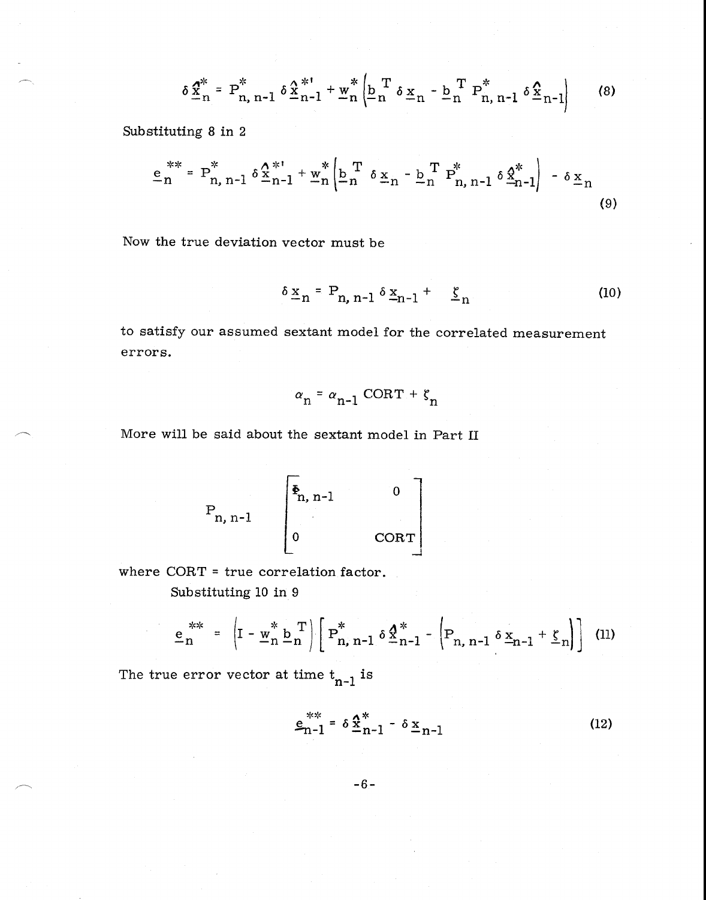$$\delta \hat{\underline{x}}_n^* = P_{n,n-1}^* \delta \hat{\underline{x}}_{n-1}^{*'} + \underline{w}_n^* \left( \underline{b}_n^T \delta \underline{x}_n - \underline{b}_n^T P_{n,n-1}^* \delta \hat{\underline{x}}_{n-1} \right) \tag{8}$$

Substituting 8 in 2

$$\underline{e}_n^{**} = P_{n,n-1}^* \delta \hat{\underline{x}}_{n-1}^{*'} + \underline{w}_n^* \left( \underline{b}_n^T \delta \underline{x}_n - \underline{b}_n^T P_{n,n-1}^* \delta \hat{\underline{x}}_{n-1}^* \right) - \delta \underline{x}_n \tag{9}$$

Now the true deviation vector must be

$$\delta \underline{x}_n = P_{n,n-1} \delta \underline{x}_{n-1} + \underline{\xi}_n \tag{10}$$

to satisfy our assumed sextant model for the correlated measurement errors.

$$\alpha_n = \alpha_{n-1} \text{ CORT} + \xi_n$$

More will be said about the sextant model in Part II

$$P_{n,n-1} \begin{bmatrix} \Phi_{n,n-1} & 0 \\ 0 & \text{CORT} \end{bmatrix}$$

where CORT = true correlation factor.

Substituting 10 in 9

$$\underline{e}_n^{**} = \left( I - \underline{w}_n^* \underline{b}_n^T \right) \left[ P_{n,n-1}^* \delta \hat{\underline{x}}_{n-1}^* - \left( P_{n,n-1} \delta \underline{x}_{n-1} + \underline{\xi}_n \right) \right] \tag{11}$$

The true error vector at time $t_{n-1}$ is

$$\underline{e}_{n-1}^{**} = \delta \hat{\underline{x}}_{n-1}^* - \delta \underline{x}_{n-1} \tag{12}$$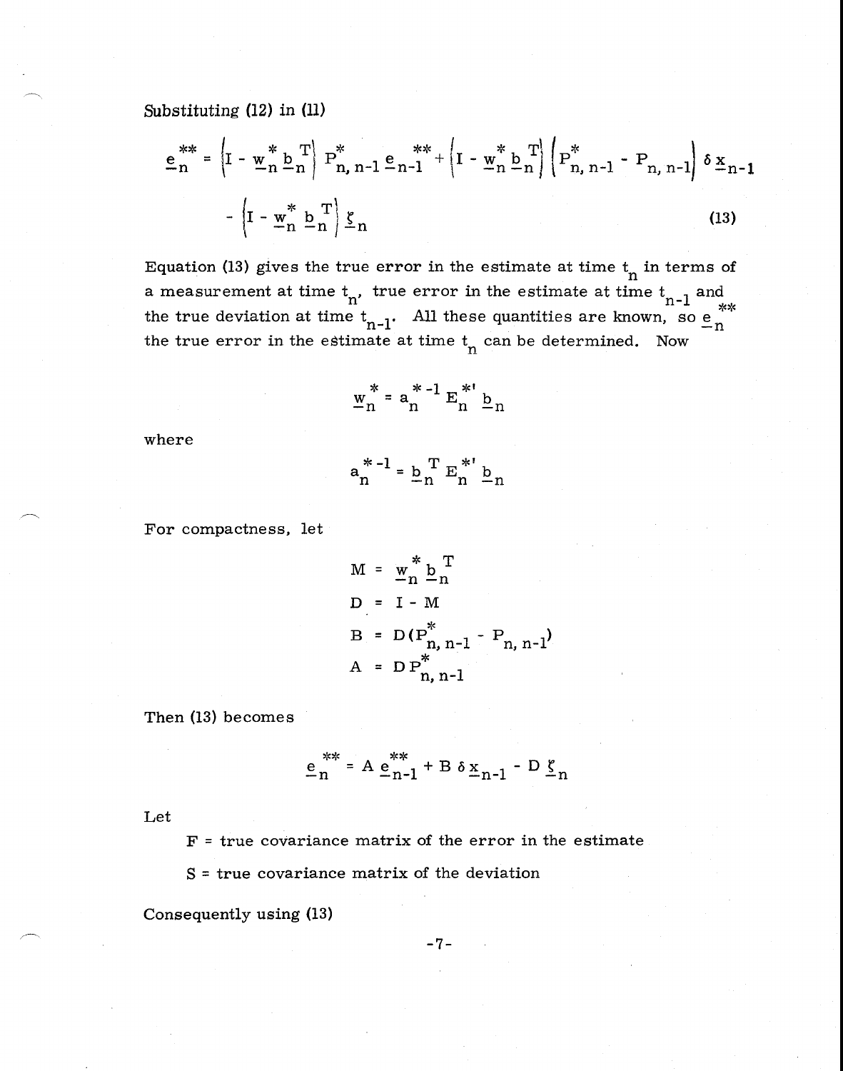Substituting (12) in (11)

$$\underline{e}_n^{**} = \left\{I - \underline{w}_n^* \underline{b}_n^T\right\} P_{n,\,n-1}^* \underline{e}_{n-1}^{**} + \left\{I - \underline{w}_n^* \underline{b}_n^T\right\} \left\{P_{n,\,n-1}^* - P_{n,\,n-1}\right\} \delta \underline{x}_{n-1}$$

$$- \left\{I - \underline{w}_n^* \underline{b}_n^T\right\} \underline{\xi}_n \tag{13}$$

Equation (13) gives the true error in the estimate at time $t_n$ in terms of a measurement at time $t_n$, true error in the estimate at time $t_{n-1}$ and the true deviation at time $t_{n-1}$. All these quantities are known, so $\underline{e}_n^{**}$ the true error in the estimate at time $t_n$ can be determined. Now

$$\underline{w}_n^* = a_n^{*\,-1} E_n^{*\prime} \underline{b}_n$$

where

$$a_n^{*\,-1} = \underline{b}_n^T E_n^{*\prime} \underline{b}_n$$

For compactness, let

$$M = \underline{w}_n^* \underline{b}_n^T$$

$$D = I - M$$

$$B = D(P_{n,\,n-1}^* - P_{n,\,n-1})$$

$$A = D P_{n,\,n-1}^*$$

Then (13) becomes

$$\underline{e}_n^{**} = A\, \underline{e}_{n-1}^{**} + B\, \delta \underline{x}_{n-1} - D\, \underline{\xi}_n$$

Let

F = true covariance matrix of the error in the estimate

S = true covariance matrix of the deviation

Consequently using (13)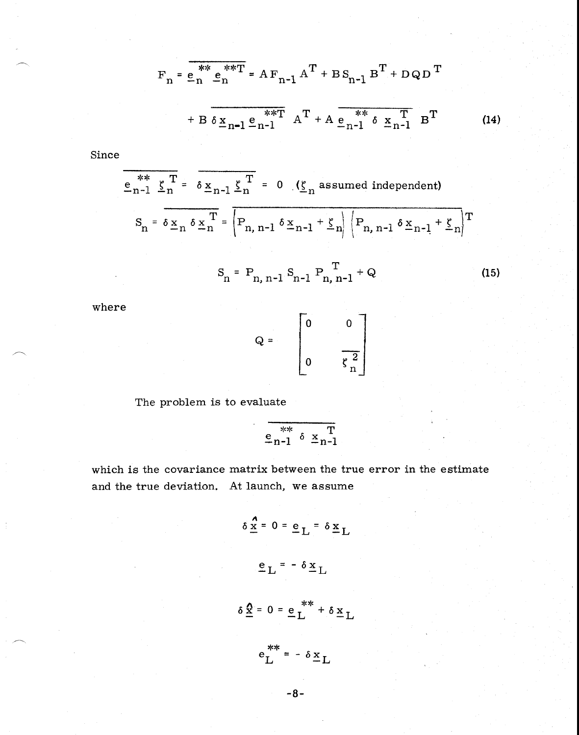$$F_n = \overline{\underline{e}_n^{**} \, \underline{e}_n^{**T}} = A F_{n-1} A^T + B S_{n-1} B^T + D Q D^T$$

$$+ B \, \overline{\delta \underline{x}_{n-1} \underline{e}_{n-1}^{**T}} \, A^T + A \, \overline{\underline{e}_{n-1}^{**} \, \delta \, \underline{x}_{n-1}^T} \, B^T \tag{14}$$

Since

$$\overline{\underline{e}_{n-1}^{**} \, \underline{\xi}_n^T} = \overline{\delta \underline{x}_{n-1} \underline{\xi}_n^T} = 0 \quad (\underline{\xi}_n \text{ assumed independent})$$

$$S_n = \overline{\delta \underline{x}_n \, \delta \underline{x}_n^T} = \overline{\left( P_{n,\,n-1} \, \delta \underline{x}_{n-1} + \underline{\xi}_n \right) \left( P_{n,\,n-1} \, \delta \underline{x}_{n-1} + \underline{\xi}_n \right)^T}$$

$$S_n = P_{n,\,n-1} S_{n-1} P_{n,\,n-1}^T + Q \tag{15}$$

where

$$Q = \begin{bmatrix} 0 & 0 \\ 0 & \overline{\xi_n^2} \end{bmatrix}$$

The problem is to evaluate

$$\overline{\underline{e}_{n-1}^{**} \, \delta \, \underline{x}_{n-1}^T}$$

which is the covariance matrix between the true error in the estimate and the true deviation. At launch, we assume

$$\delta \hat{\underline{x}} = 0 = \underline{e}_L = \delta \underline{x}_L$$

$$\underline{e}_L = - \delta \underline{x}_L$$

$$\delta \hat{\underline{x}} = 0 = \underline{e}_L^{**} + \delta \underline{x}_L$$

$$e_L^{**} = - \delta \underline{x}_L$$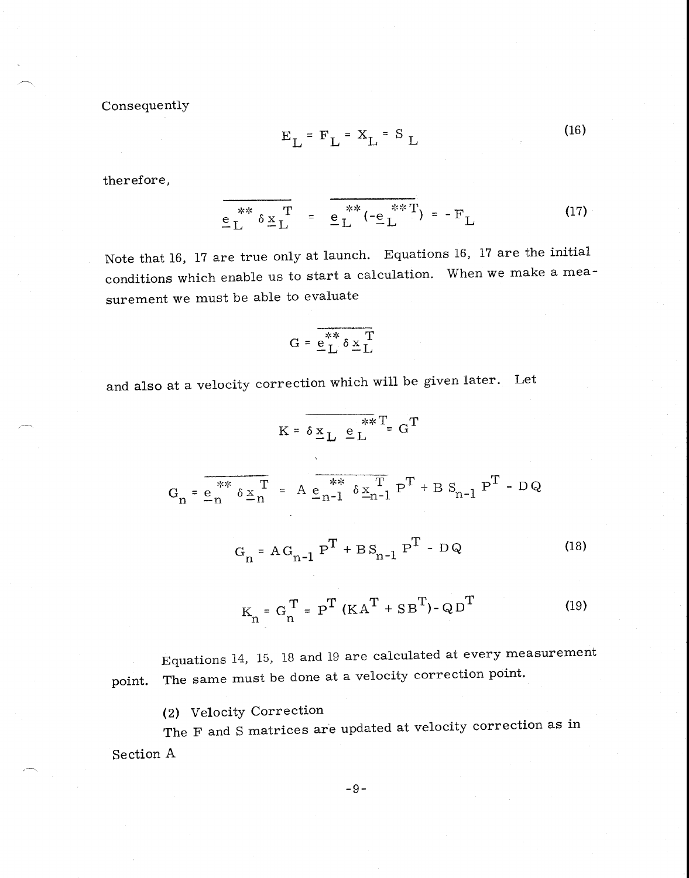Consequently

$$E_L = F_L = X_L = S_L \tag{16}$$

therefore,

$$\overline{\underline{e}_L^{**} \, \delta \underline{x}_L^T} = \overline{\underline{e}_L^{**}(-\underline{e}_L^{**T})} = -F_L \tag{17}$$

Note that 16, 17 are true only at launch. Equations 16, 17 are the initial conditions which enable us to start a calculation. When we make a measurement we must be able to evaluate

$$G = \overline{\underline{e}_L^{**} \, \delta \underline{x}_L^T}$$

and also at a velocity correction which will be given later. Let

$$K = \overline{\delta \underline{x}_L \, \underline{e}_L^{**T}} = G^T$$

$$G_n = \overline{\underline{e}_n^{**} \, \delta \underline{x}_n^T} = A \, \overline{\underline{e}_{n-1}^{**} \, \delta \underline{x}_{n-1}^T} \, P^T + B \, S_{n-1} \, P^T - DQ$$

$$G_n = A G_{n-1} P^T + B S_{n-1} P^T - DQ \tag{18}$$

$$K_n = G_n^T = P^T (K A^T + S B^T) - Q D^T \tag{19}$$

Equations 14, 15, 18 and 19 are calculated at every measurement point. The same must be done at a velocity correction point.

(2) Velocity Correction

The F and S matrices are updated at velocity correction as in Section A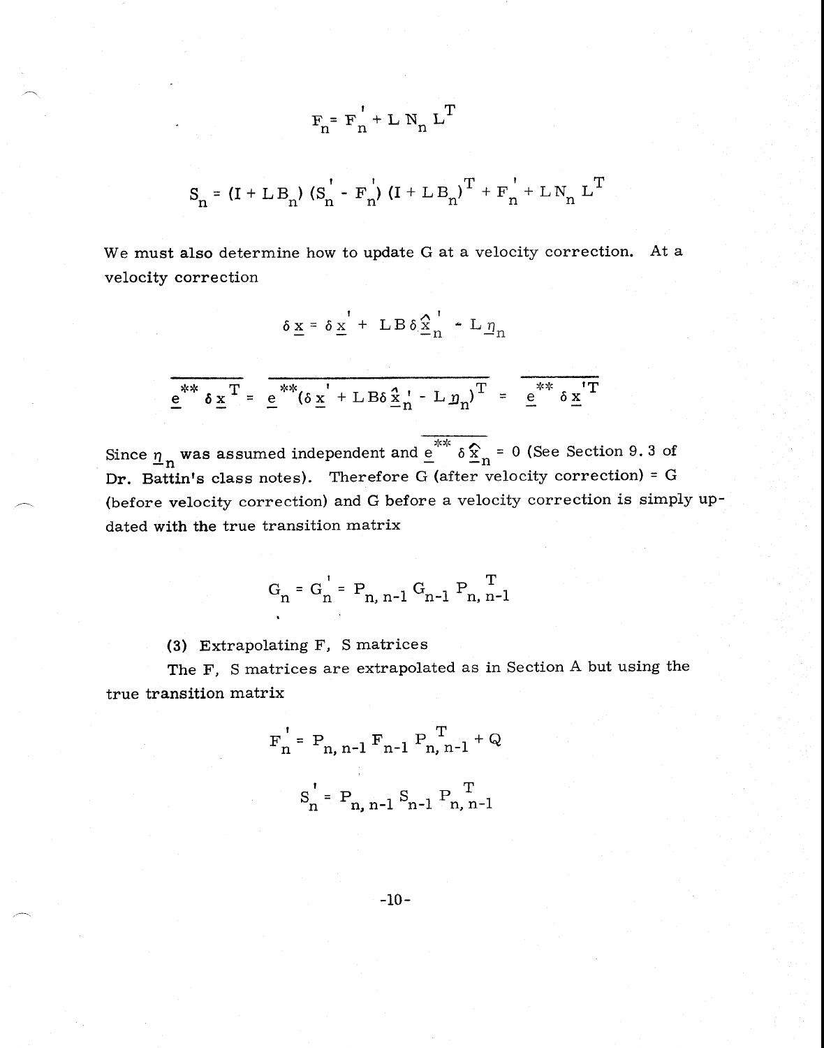$$F_n = F_n' + L\, N_n\, L^T$$

$$S_n = (I + L B_n)(S_n' - F_n')(I + L B_n)^T + F_n' + L\, N_n\, L^T$$

We must also determine how to update G at a velocity correction. At a velocity correction

$$\delta \underline{x} = \delta \underline{x}' + L B \delta \hat{\underline{x}}_n' - L \underline{\eta}_n$$

$$\overline{\underline{e}^{**}\, \delta \underline{x}^T} = \overline{\underline{e}^{**}(\delta \underline{x}' + L B \delta \hat{\underline{x}}_n' - L \underline{\eta}_n)^T} = \overline{\underline{e}^{**}\, \delta \underline{x}'^T}$$

Since $\underline{\eta}_n$ was assumed independent and $\overline{\underline{e}^{**}\, \delta \hat{\underline{x}}_n} = 0$ (See Section 9.3 of **Dr. Battin's** class notes). Therefore G (after velocity correction) = G (before velocity correction) and G before a velocity correction is simply updated with the true transition matrix

$$G_n = G_n' = P_{n,\, n-1}\, G_{n-1}\, P_{n,\, n-1}^T$$

(3) Extrapolating F, S matrices

The F, S matrices are extrapolated as in Section A but using the true transition matrix

$$F_n' = P_{n,\, n-1}\, F_{n-1}\, P_{n,\, n-1}^T + Q$$

$$S_n' = P_{n,\, n-1}\, S_{n-1}\, P_{n,\, n-1}^T$$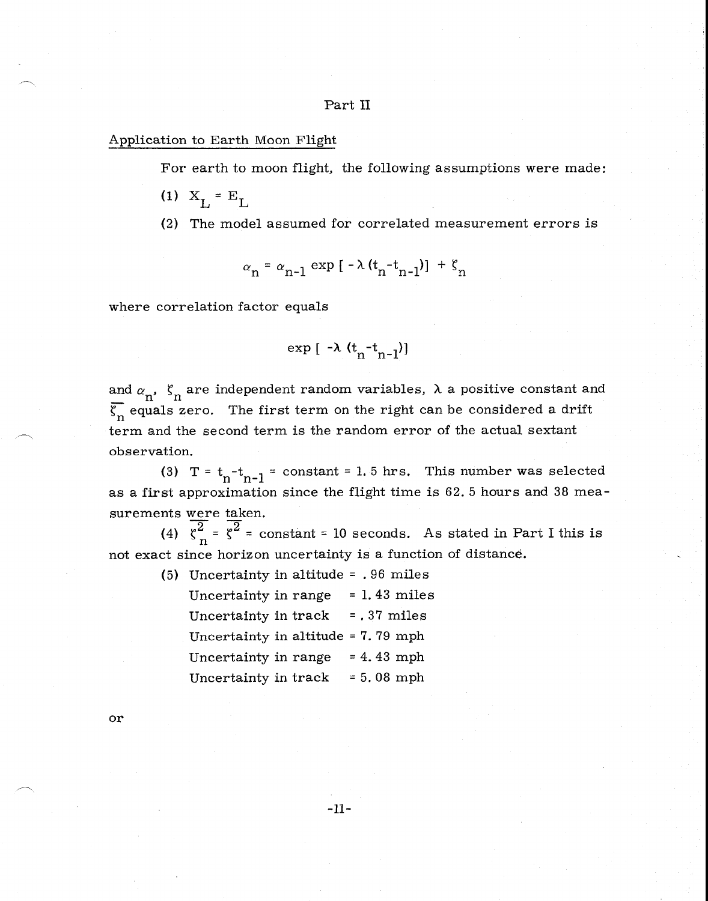## Part II

### Application to Earth Moon Flight

For earth to moon flight, the following assumptions were made:

(1) $X_L = E_L$

(2) The model assumed for correlated measurement errors is

$$\alpha_n = \alpha_{n-1} \exp [ - \lambda (t_n - t_{n-1})] + \zeta_n$$

where correlation factor equals

$$\exp [ -\lambda (t_n - t_{n-1})]$$

and $\alpha_n$, $\zeta_n$ are independent random variables, $\lambda$ a positive constant and $\overline{\zeta_n}$ equals zero. The first term on the right can be considered a drift term and the second term is the random error of the actual sextant observation.

(3) $T = t_n - t_{n-1}$ = constant = 1.5 hrs. This number was selected as a first approximation since the flight time is 62.5 hours and 38 measurements were taken.

(4) $\overline{\zeta_n^2} = \overline{\zeta^2}$ = constant = 10 seconds. As stated in Part I this is not exact since horizon uncertainty is a function of distance.

(5) Uncertainty in altitude = .96 miles
Uncertainty in range = 1.43 miles
Uncertainty in track = .37 miles
Uncertainty in altitude = 7.79 mph
Uncertainty in range = 4.43 mph
Uncertainty in track = 5.08 mph

or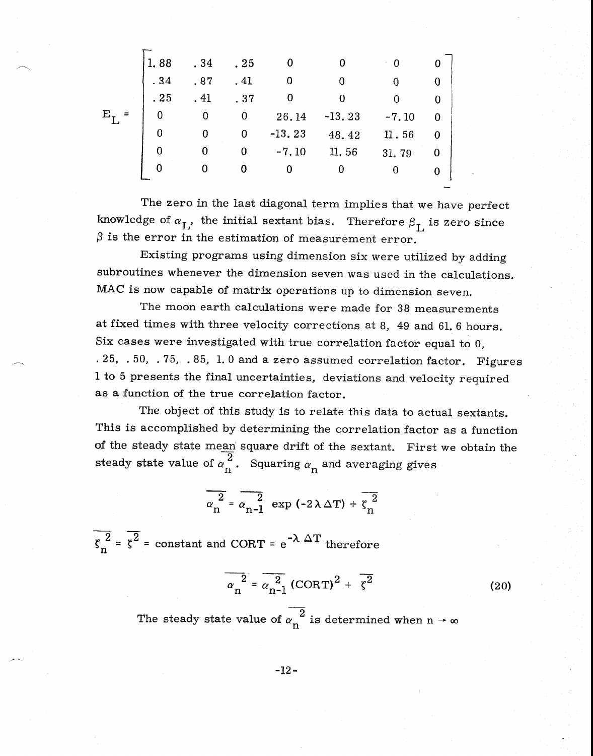$$E_L = \begin{bmatrix} 1.88 & .34 & .25 & 0 & 0 & 0 & 0 \\ .34 & .87 & .41 & 0 & 0 & 0 & 0 \\ .25 & .41 & .37 & 0 & 0 & 0 & 0 \\ 0 & 0 & 0 & 26.14 & -13.23 & -7.10 & 0 \\ 0 & 0 & 0 & -13.23 & 48.42 & 11.56 & 0 \\ 0 & 0 & 0 & -7.10 & 11.56 & 31.79 & 0 \\ 0 & 0 & 0 & 0 & 0 & 0 & 0 \end{bmatrix}$$

The zero in the last diagonal term implies that we have perfect knowledge of $\alpha_L$, the initial sextant bias. Therefore $\beta_L$ is zero since $\beta$ is the error in the estimation of measurement error.

Existing programs using dimension six were utilized by adding subroutines whenever the dimension seven was used in the calculations. MAC is now capable of matrix operations up to dimension seven.

The moon earth calculations were made for 38 measurements at fixed times with three velocity corrections at 8, 49 and 61.6 hours. Six cases were investigated with true correlation factor equal to 0, .25, .50, .75, .85, 1.0 and a zero assumed correlation factor. Figures 1 to 5 presents the final uncertainties, deviations and velocity required as a function of the true correlation factor.

The object of this study is to relate this data to actual sextants. This is accomplished by determining the correlation factor as a function of the steady state mean square drift of the sextant. First we obtain the steady state value of $\overline{\alpha_n^2}$. Squaring $\alpha_n$ and averaging gives

$$\overline{\alpha_n^2} = \overline{\alpha_{n-1}^2} \exp(-2\lambda \Delta T) + \overline{\zeta_n^2}$$

$\overline{\zeta_n^2} = \overline{\zeta^2}$ = constant and CORT = $e^{-\lambda \Delta T}$ therefore

$$\overline{\alpha_n^2} = \overline{\alpha_{n-1}^2} (\text{CORT})^2 + \overline{\zeta^2} \tag{20}$$

The steady state value of $\overline{\alpha_n^2}$ is determined when $n \rightarrow \infty$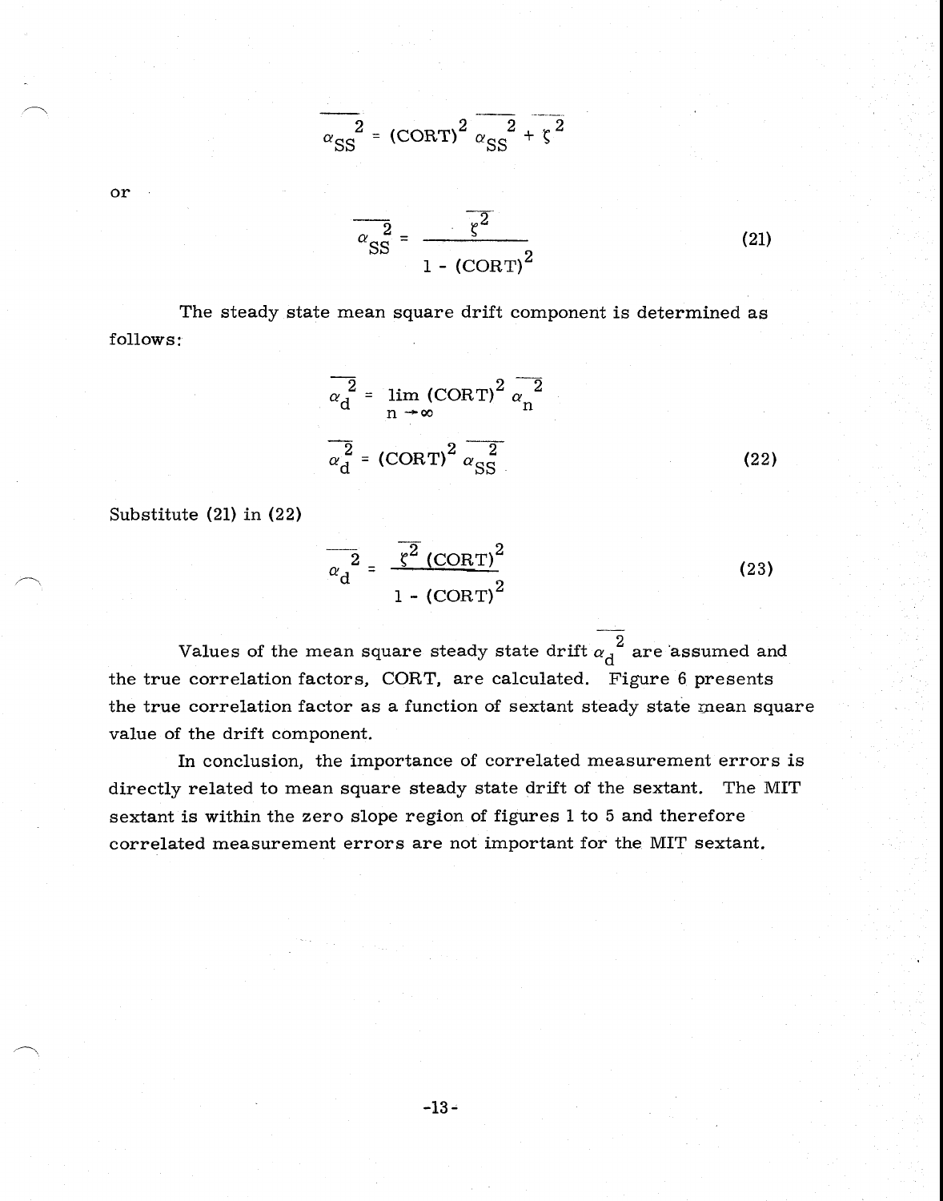$$\overline{\alpha_{SS}^{2}} = (\text{CORT})^2\, \overline{\alpha_{SS}^{2}} + \overline{\zeta^2}$$

or

$$\overline{\alpha_{SS}^{2}} = \frac{\overline{\zeta^2}}{1 - (\text{CORT})^2} \tag{21}$$

The steady state mean square drift component is determined as follows:

$$\overline{\alpha_d^{2}} = \lim_{n \to \infty} (\text{CORT})^2\, \overline{\alpha_n^{2}}$$

$$\overline{\alpha_d^{2}} = (\text{CORT})^2\, \overline{\alpha_{SS}^{2}} \tag{22}$$

Substitute (21) in (22)

$$\overline{\alpha_d^{2}} = \frac{\overline{\zeta^2}\,(\text{CORT})^2}{1 - (\text{CORT})^2} \tag{23}$$

Values of the mean square steady state drift $\overline{\alpha_d^{2}}$ are assumed and the true correlation factors, CORT, are calculated. Figure 6 presents the true correlation factor as a function of sextant steady state mean square value of the drift component.

In conclusion, the importance of correlated measurement errors is directly related to mean square steady state drift of the sextant. The MIT sextant is within the zero slope region of figures 1 to 5 and therefore correlated measurement errors are not important for the MIT sextant.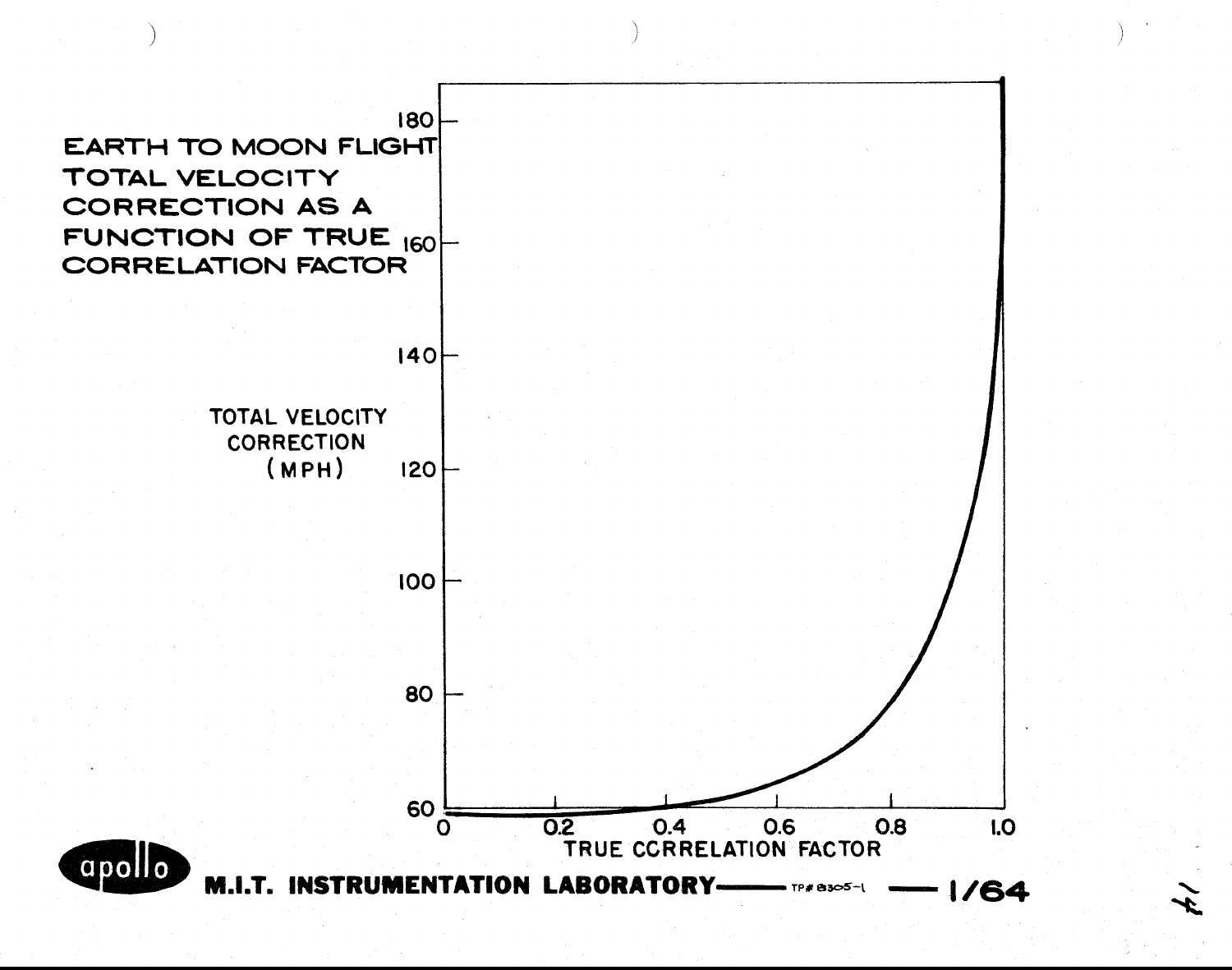# EARTH TO MOON FLIGHT TOTAL VELOCITY CORRECTION AS A FUNCTION OF TRUE CORRELATION FACTOR

TOTAL VELOCITY CORRECTION (MPH)

180

160

140

120

100

80

60

0 0.2 0.4 0.6 0.8 1.0

TRUE CORRELATION FACTOR

apollo

**M.I.T. INSTRUMENTATION LABORATORY** — TP# 8305-1 — **1/64**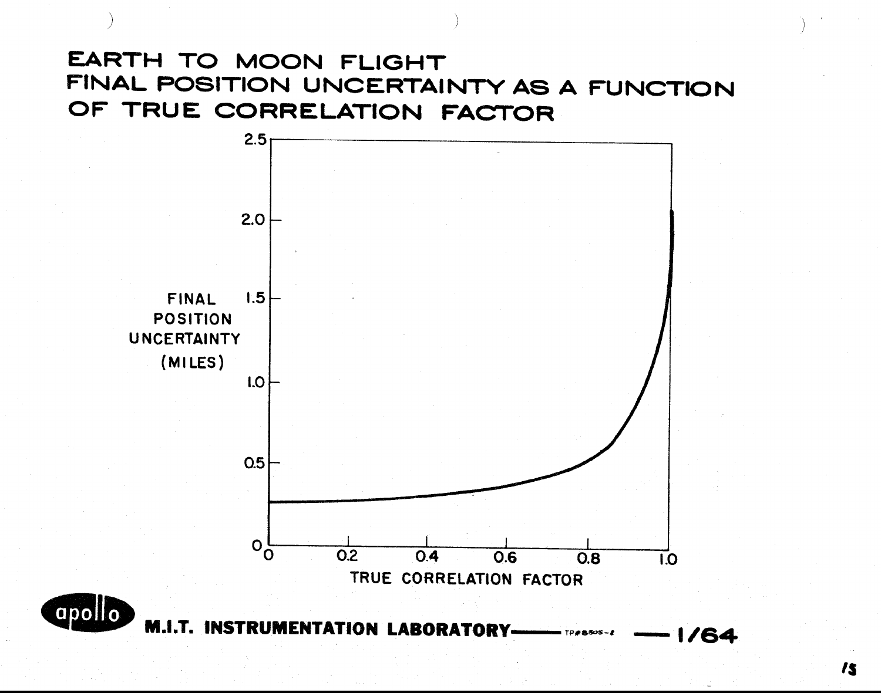# EARTH TO MOON FLIGHT FINAL POSITION UNCERTAINTY AS A FUNCTION OF TRUE CORRELATION FACTOR

FINAL POSITION UNCERTAINTY (MILES)

TRUE CORRELATION FACTOR

M.I.T. INSTRUMENTATION LABORATORY — TP#8505-2 — 1/64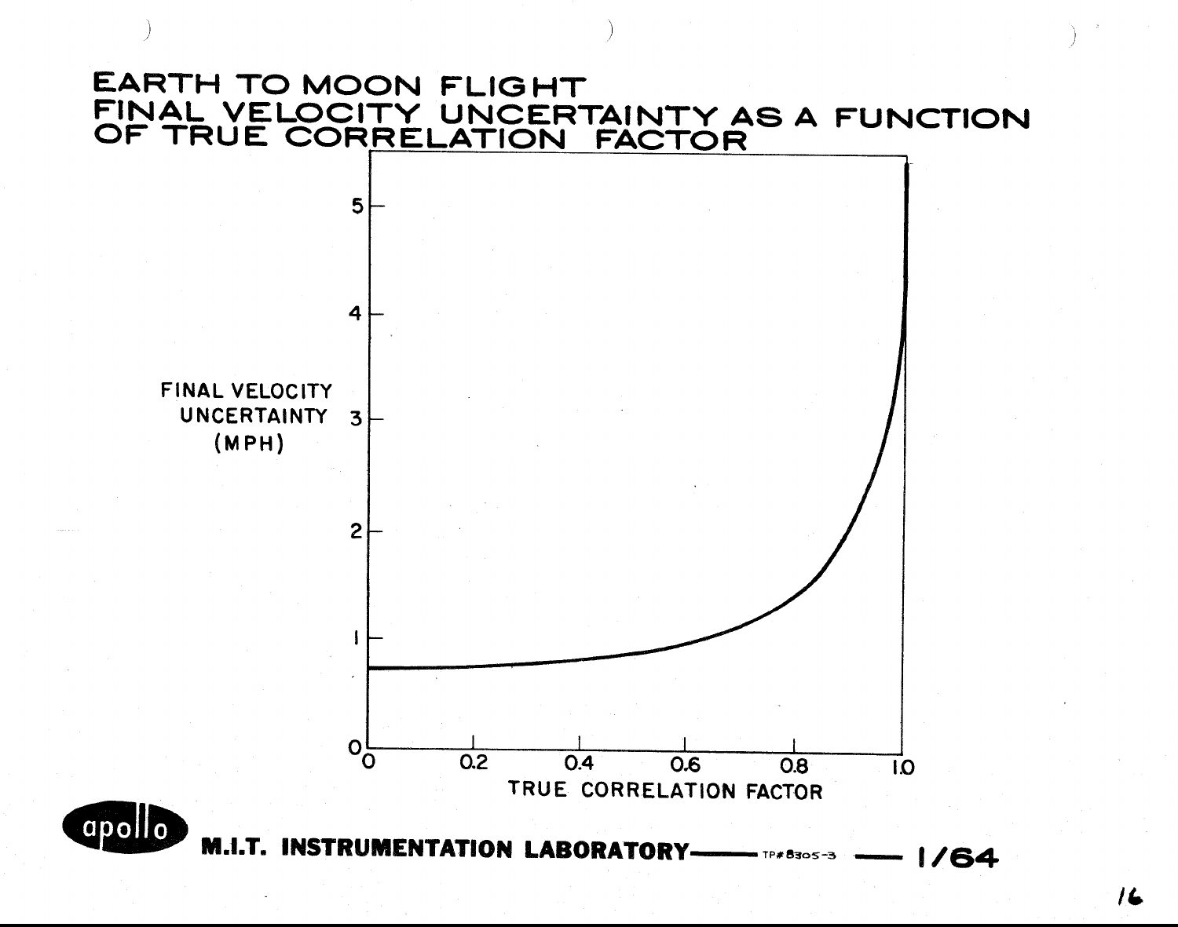# EARTH TO MOON FLIGHT
## FINAL VELOCITY UNCERTAINTY AS A FUNCTION OF TRUE CORRELATION FACTOR

FINAL VELOCITY UNCERTAINTY (MPH)

TRUE CORRELATION FACTOR

apollo

**M.I.T. INSTRUMENTATION LABORATORY** — TP#8305-3 — 1/64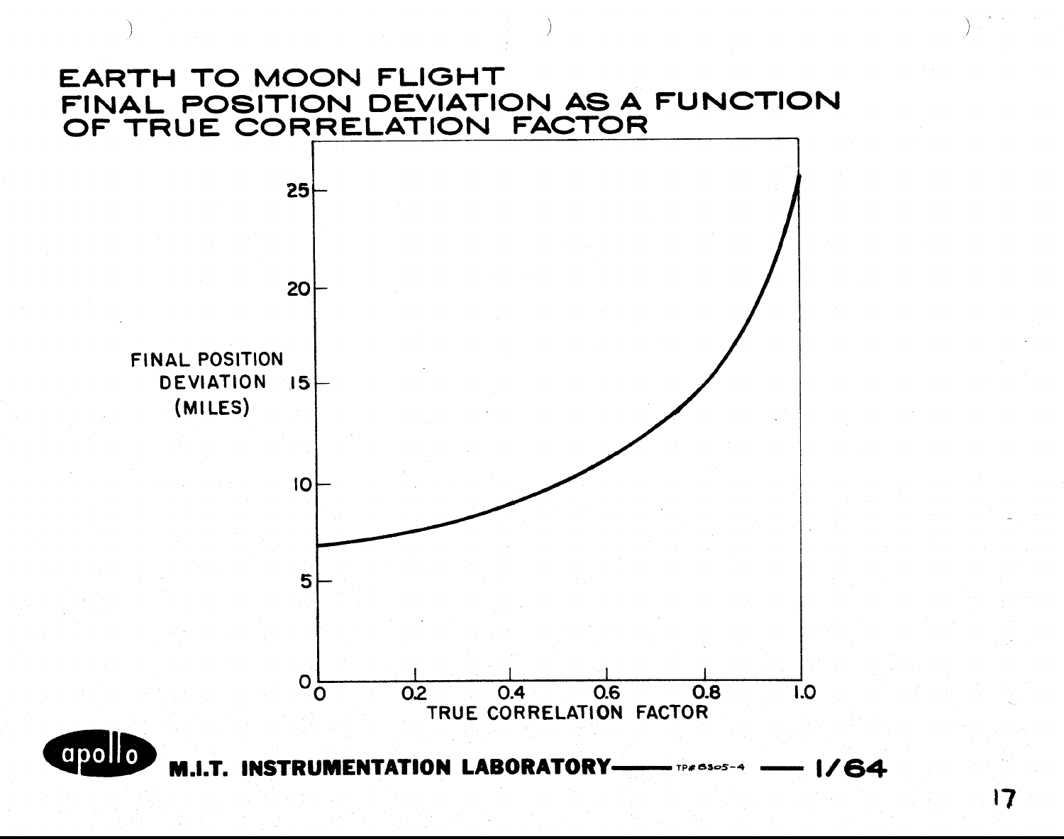# EARTH TO MOON FLIGHT FINAL POSITION DEVIATION AS A FUNCTION OF TRUE CORRELATION FACTOR

FINAL POSITION DEVIATION (MILES)

TRUE CORRELATION FACTOR

M.I.T. INSTRUMENTATION LABORATORY — TP# 6305-4 — 1/64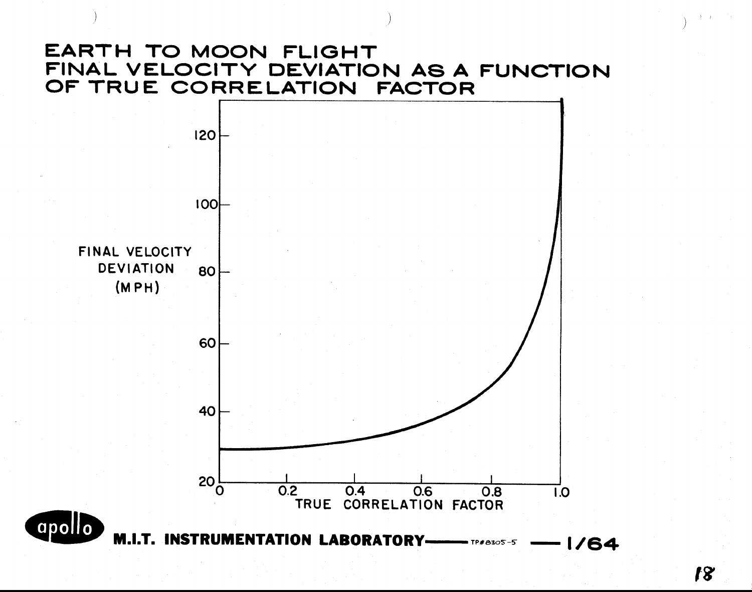# EARTH TO MOON FLIGHT FINAL VELOCITY DEVIATION AS A FUNCTION OF TRUE CORRELATION FACTOR

FINAL VELOCITY DEVIATION (MPH)

120

100

80

60

40

20

0 0.2 0.4 0.6 0.8 1.0

TRUE CORRELATION FACTOR

**M.I.T. INSTRUMENTATION LABORATORY** — TP#8305-5 — 1/64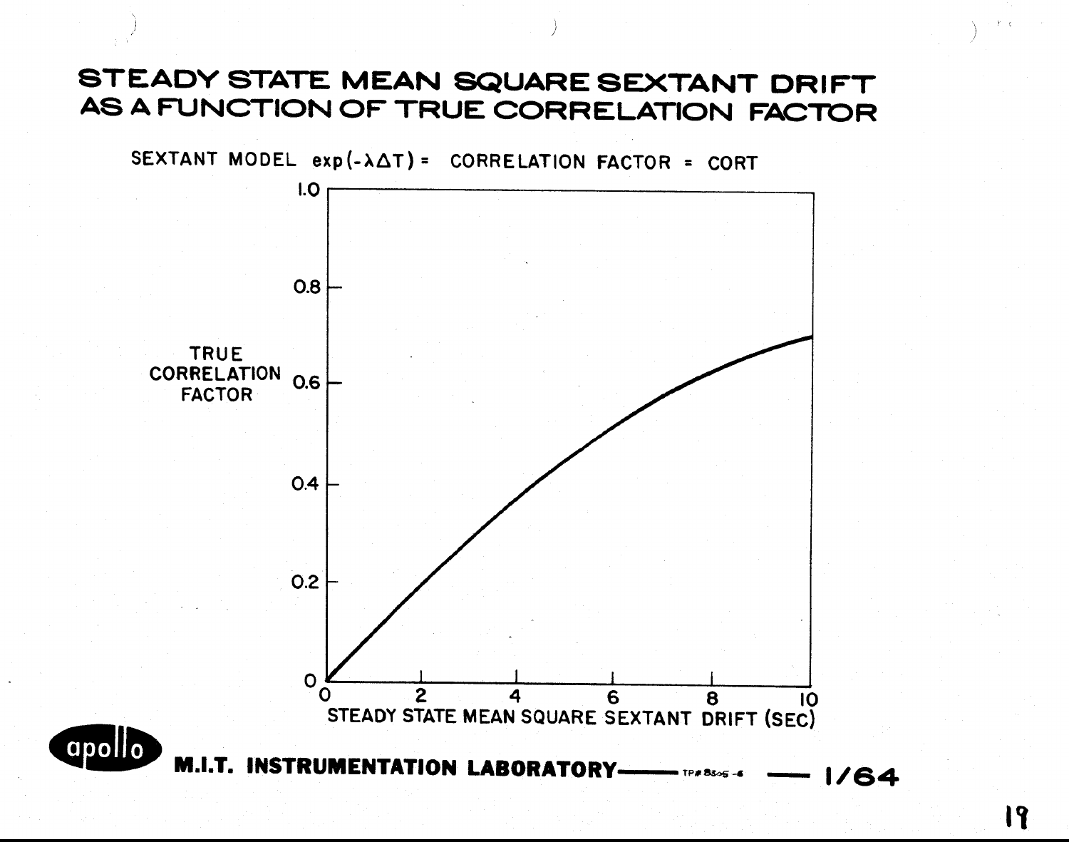# STEADY STATE MEAN SQUARE SEXTANT DRIFT AS A FUNCTION OF TRUE CORRELATION FACTOR

SEXTANT MODEL $\exp(-\lambda \Delta T)$ = CORRELATION FACTOR = CORT

TRUE CORRELATION FACTOR

1.0

0.8

0.6

0.4

0.2

0

0 2 4 6 8 10

STEADY STATE MEAN SQUARE SEXTANT DRIFT (SEC)

apollo

**M.I.T. INSTRUMENTATION LABORATORY** — TP# 8305-6 — 1/64